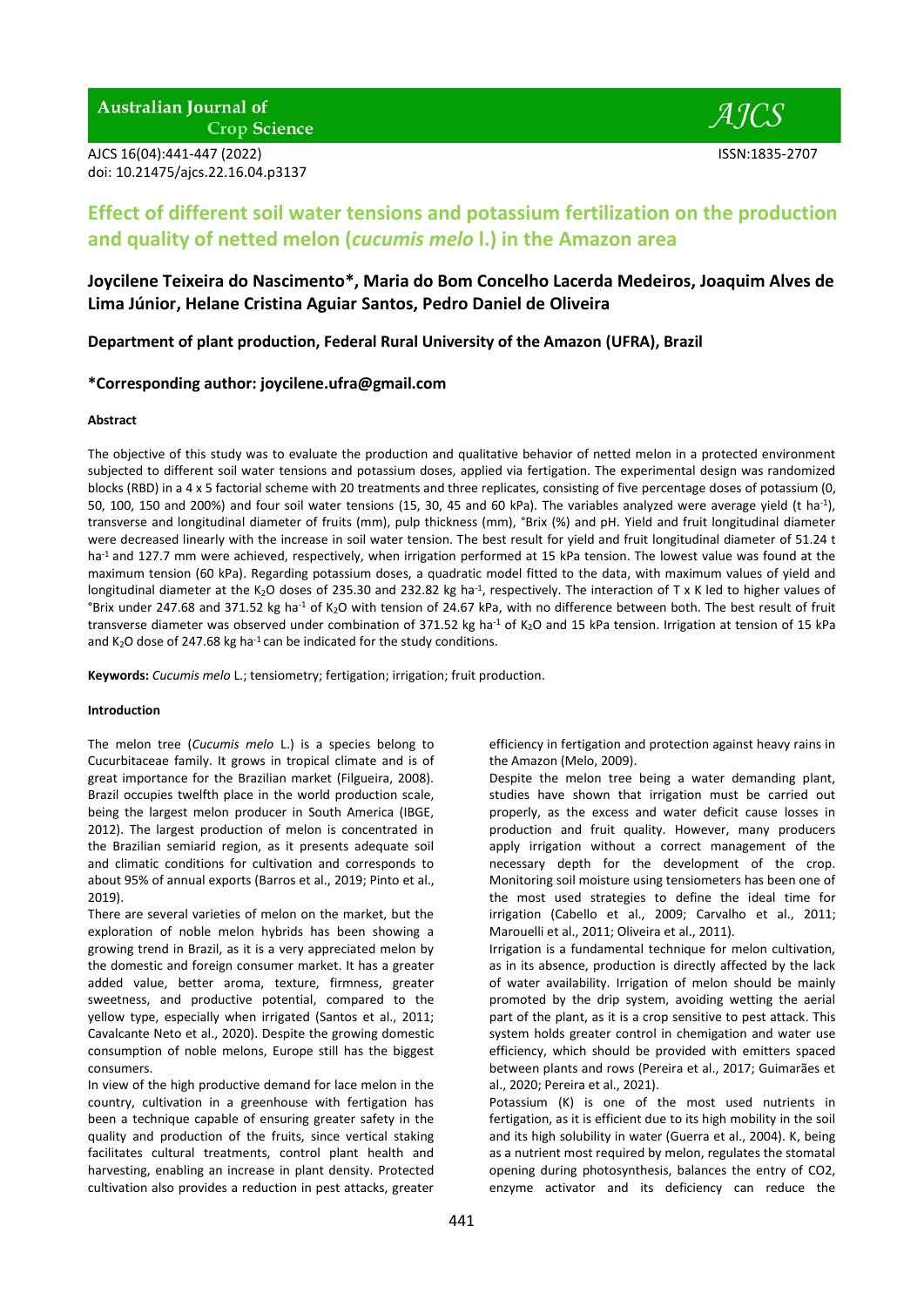# Effect of different soil water tensions and potassium fertilization on the production and quality of netted melon (*cucumis melo* l.) in the Amazon area

**Joycilene Teixeira do Nascimento\*, Maria do Bom Concelho Lacerda Medeiros, Joaquim Alves de Lima Júnior, Helane Cristina Aguiar Santos, Pedro Daniel de Oliveira**

**Department of plant production, Federal Rural University of the Amazon (UFRA), Brazil**

**\*Corresponding author: joycilene.ufra@gmail.com**

#### Abstract

The objective of this study was to evaluate the production and qualitative behavior of netted melon in a protected environment subjected to different soil water tensions and potassium doses, applied via fertigation. The experimental design was randomized blocks (RBD) in a 4 x 5 factorial scheme with 20 treatments and three replicates, consisting of five percentage doses of potassium (0, 50, 100, 150 and 200%) and four soil water tensions (15, 30, 45 and 60 kPa). The variables analyzed were average yield (t ha$^{-1}$), transverse and longitudinal diameter of fruits (mm), pulp thickness (mm), °Brix (%) and pH. Yield and fruit longitudinal diameter were decreased linearly with the increase in soil water tension. The best result for yield and fruit longitudinal diameter of 51.24 t ha$^{-1}$ and 127.7 mm were achieved, respectively, when irrigation performed at 15 kPa tension. The lowest value was found at the maximum tension (60 kPa). Regarding potassium doses, a quadratic model fitted to the data, with maximum values of yield and longitudinal diameter at the $K_2O$ doses of 235.30 and 232.82 kg ha$^{-1}$, respectively. The interaction of T x K led to higher values of °Brix under 247.68 and 371.52 kg ha$^{-1}$ of $K_2O$ with tension of 24.67 kPa, with no difference between both. The best result of fruit transverse diameter was observed under combination of 371.52 kg ha$^{-1}$ of $K_2O$ and 15 kPa tension. Irrigation at tension of 15 kPa and $K_2O$ dose of 247.68 kg ha$^{-1}$ can be indicated for the study conditions.

**Keywords:** *Cucumis melo* L.; tensiometry; fertigation; irrigation; fruit production.

#### Introduction

The melon tree (*Cucumis melo* L.) is a species belong to Cucurbitaceae family. It grows in tropical climate and is of great importance for the Brazilian market (Filgueira, 2008). Brazil occupies twelfth place in the world production scale, being the largest melon producer in South America (IBGE, 2012). The largest production of melon is concentrated in the Brazilian semiarid region, as it presents adequate soil and climatic conditions for cultivation and corresponds to about 95% of annual exports (Barros et al., 2019; Pinto et al., 2019).

There are several varieties of melon on the market, but the exploration of noble melon hybrids has been showing a growing trend in Brazil, as it is a very appreciated melon by the domestic and foreign consumer market. It has a greater added value, better aroma, texture, firmness, greater sweetness, and productive potential, compared to the yellow type, especially when irrigated (Santos et al., 2011; Cavalcante Neto et al., 2020). Despite the growing domestic consumption of noble melons, Europe still has the biggest consumers.

In view of the high productive demand for lace melon in the country, cultivation in a greenhouse with fertigation has been a technique capable of ensuring greater safety in the quality and production of the fruits, since vertical staking facilitates cultural treatments, control plant health and harvesting, enabling an increase in plant density. Protected cultivation also provides a reduction in pest attacks, greater efficiency in fertigation and protection against heavy rains in the Amazon (Melo, 2009).

Despite the melon tree being a water demanding plant, studies have shown that irrigation must be carried out properly, as the excess and water deficit cause losses in production and fruit quality. However, many producers apply irrigation without a correct management of the necessary depth for the development of the crop. Monitoring soil moisture using tensiometers has been one of the most used strategies to define the ideal time for irrigation (Cabello et al., 2009; Carvalho et al., 2011; Marouelli et al., 2011; Oliveira et al., 2011).

Irrigation is a fundamental technique for melon cultivation, as in its absence, production is directly affected by the lack of water availability. Irrigation of melon should be mainly promoted by the drip system, avoiding wetting the aerial part of the plant, as it is a crop sensitive to pest attack. This system holds greater control in chemigation and water use efficiency, which should be provided with emitters spaced between plants and rows (Pereira et al., 2017; Guimarães et al., 2020; Pereira et al., 2021).

Potassium (K) is one of the most used nutrients in fertigation, as it is efficient due to its high mobility in the soil and its high solubility in water (Guerra et al., 2004). K, being as a nutrient most required by melon, regulates the stomatal opening during photosynthesis, balances the entry of $CO_2$, enzyme activator and its deficiency can reduce the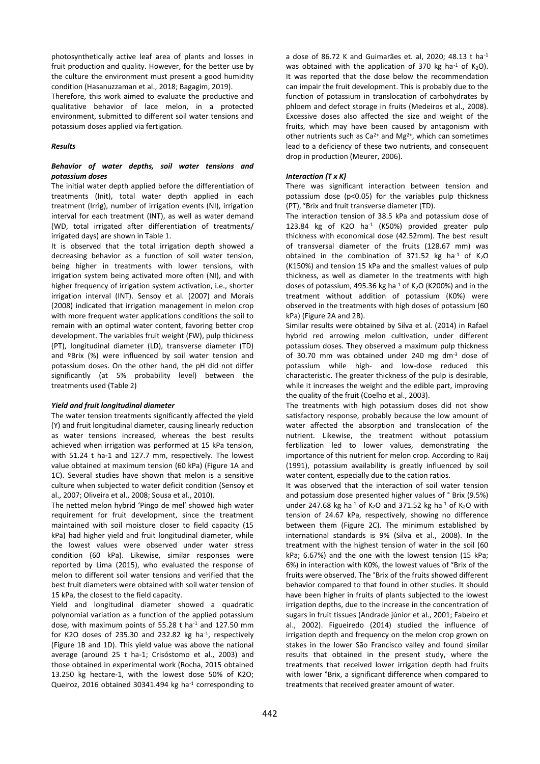photosynthetically active leaf area of plants and losses in fruit production and quality. However, for the better use by the culture the environment must present a good humidity condition (Hasanuzzaman et al., 2018; Bagagim, 2019).

Therefore, this work aimed to evaluate the productive and qualitative behavior of lace melon, in a protected environment, submitted to different soil water tensions and potassium doses applied via fertigation.

### *Results*

#### *Behavior of water depths, soil water tensions and potassium doses*

The initial water depth applied before the differentiation of treatments (Init), total water depth applied in each treatment (Irrig), number of irrigation events (NI), irrigation interval for each treatment (INT), as well as water demand (WD, total irrigated after differentiation of treatments/ irrigated days) are shown in Table 1.

It is observed that the total irrigation depth showed a decreasing behavior as a function of soil water tension, being higher in treatments with lower tensions, with irrigation system being activated more often (NI), and with higher frequency of irrigation system activation, i.e., shorter irrigation interval (INT). Sensoy et al. (2007) and Morais (2008) indicated that irrigation management in melon crop with more frequent water applications conditions the soil to remain with an optimal water content, favoring better crop development. The variables fruit weight (FW), pulp thickness (PT), longitudinal diameter (LD), transverse diameter (TD) and ºBrix (%) were influenced by soil water tension and potassium doses. On the other hand, the pH did not differ significantly (at 5% probability level) between the treatments used (Table 2)

#### *Yield and fruit longitudinal diameter*

The water tension treatments significantly affected the yield (Y) and fruit longitudinal diameter, causing linearly reduction as water tensions increased, whereas the best results achieved when irrigation was performed at 15 kPa tension, with 51.24 t ha-1 and 127.7 mm, respectively. The lowest value obtained at maximum tension (60 kPa) (Figure 1A and 1C). Several studies have shown that melon is a sensitive culture when subjected to water deficit condition (Sensoy et al., 2007; Oliveira et al., 2008; Sousa et al., 2010).

The netted melon hybrid 'Pingo de mel' showed high water requirement for fruit development, since the treatment maintained with soil moisture closer to field capacity (15 kPa) had higher yield and fruit longitudinal diameter, while the lowest values were observed under water stress condition (60 kPa). Likewise, similar responses were reported by Lima (2015), who evaluated the response of melon to different soil water tensions and verified that the best fruit diameters were obtained with soil water tension of 15 kPa, the closest to the field capacity.

Yield and longitudinal diameter showed a quadratic polynomial variation as a function of the applied potassium dose, with maximum points of 55.28 t ha$^{-1}$ and 127.50 mm for K2O doses of 235.30 and 232.82 kg ha$^{-1}$, respectively (Figure 1B and 1D). This yield value was above the national average (around 25 t ha-1; Crisóstomo et al., 2003) and those obtained in experimental work (Rocha, 2015 obtained 13.250 kg hectare-1, with the lowest dose 50% of K2O; Queiroz, 2016 obtained 30341.494 kg ha$^{-1}$ corresponding to a dose of 86.72 K and Guimarães et. al, 2020; 48.13 t ha$^{-1}$ was obtained with the application of 370 kg ha$^{-1}$ of $K_2O$). It was reported that the dose below the recommendation can impair the fruit development. This is probably due to the function of potassium in translocation of carbohydrates by phloem and defect storage in fruits (Medeiros et al., 2008). Excessive doses also affected the size and weight of the fruits, which may have been caused by antagonism with other nutrients such as $Ca^{2+}$ and $Mg^{2+}$, which can sometimes lead to a deficiency of these two nutrients, and consequent drop in production (Meurer, 2006).

#### *Interaction (T x K)*

There was significant interaction between tension and potassium dose ($p<0.05$) for the variables pulp thickness (PT), °Brix and fruit transverse diameter (TD).

The interaction tension of 38.5 kPa and potassium dose of 123.84 kg of K2O ha$^{-1}$ (K50%) provided greater pulp thickness with economical dose (42.52mm). The best result of transversal diameter of the fruits (128.67 mm) was obtained in the combination of 371.52 kg ha$^{-1}$ of $K_2O$ (K150%) and tension 15 kPa and the smallest values of pulp thickness, as well as diameter In the treatments with high doses of potassium, 495.36 kg ha$^{-1}$ of $K_2O$ (K200%) and in the treatment without addition of potassium (K0%) were observed in the treatments with high doses of potassium (60 kPa) (Figure 2A and 2B).

Similar results were obtained by Silva et al. (2014) in Rafael hybrid red arrowing melon cultivation, under different potassium doses. They observed a maximum pulp thickness of 30.70 mm was obtained under 240 mg dm$^{-3}$ dose of potassium while high- and low-dose reduced this characteristic. The greater thickness of the pulp is desirable, while it increases the weight and the edible part, improving the quality of the fruit (Coelho et al., 2003).

The treatments with high potassium doses did not show satisfactory response, probably because the low amount of water affected the absorption and translocation of the nutrient. Likewise, the treatment without potassium fertilization led to lower values, demonstrating the importance of this nutrient for melon crop. According to Raij (1991), potassium availability is greatly influenced by soil water content, especially due to the cation ratios.

It was observed that the interaction of soil water tension and potassium dose presented higher values of ° Brix (9.5%) under 247.68 kg ha$^{-1}$ of $K_2O$ and 371.52 kg ha$^{-1}$ of $K_2O$ with tension of 24.67 kPa, respectively, showing no difference between them (Figure 2C). The minimum established by international standards is 9% (Silva et al., 2008). In the treatment with the highest tension of water in the soil (60 kPa; 6.67%) and the one with the lowest tension (15 kPa; 6%) in interaction with K0%, the lowest values of °Brix of the fruits were observed. The °Brix of the fruits showed different behavior compared to that found in other studies. It should have been higher in fruits of plants subjected to the lowest irrigation depths, due to the increase in the concentration of sugars in fruit tissues (Andrade júnior et al., 2001; Fabeiro et al., 2002). Figueiredo (2014) studied the influence of irrigation depth and frequency on the melon crop grown on stakes in the lower São Francisco valley and found similar results that obtained in the present study, where the treatments that received lower irrigation depth had fruits with lower °Brix, a significant difference when compared to treatments that received greater amount of water.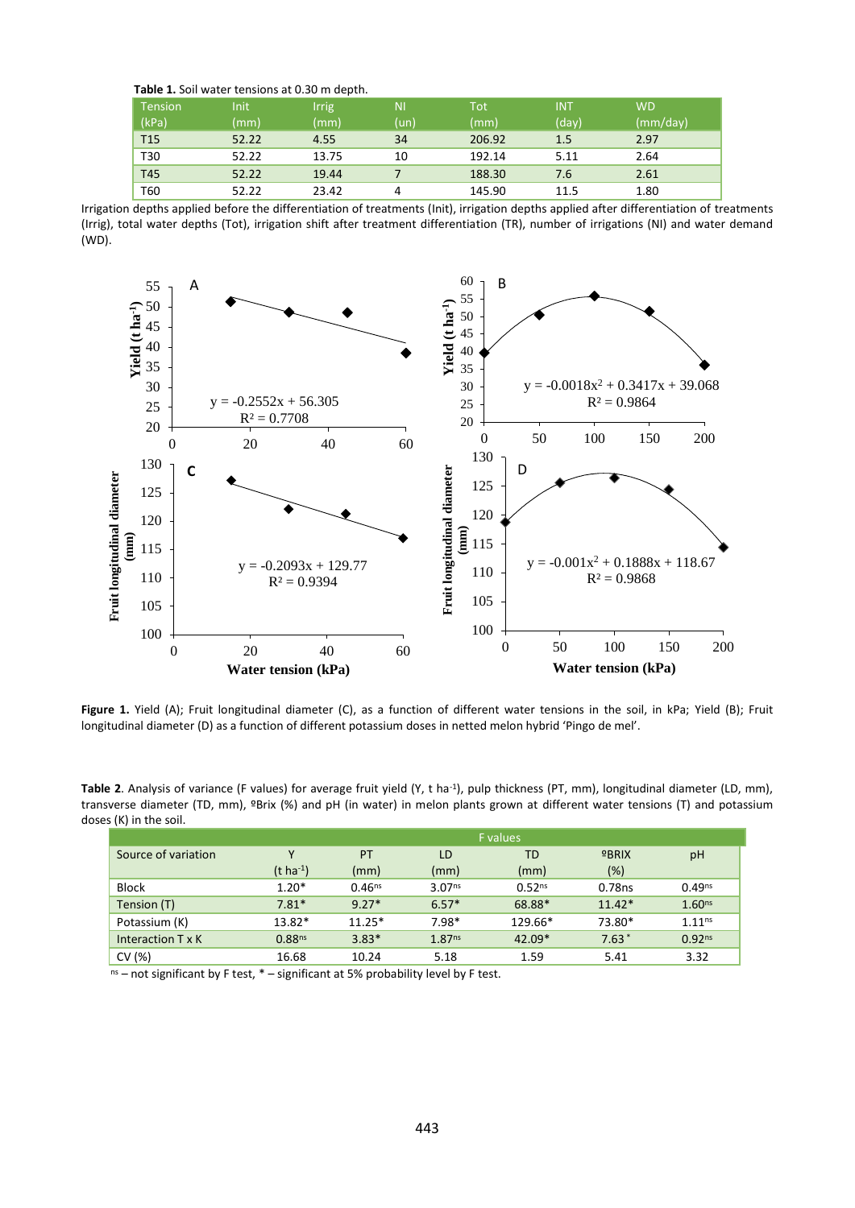**Table 1.** Soil water tensions at 0.30 m depth.

| Tension (kPa) | Init (mm) | Irrig (mm) | NI (un) | Tot (mm) | INT (day) | WD (mm/day) |
|---|---|---|---|---|---|---|
| T15 | 52.22 | 4.55 | 34 | 206.92 | 1.5 | 2.97 |
| T30 | 52.22 | 13.75 | 10 | 192.14 | 5.11 | 2.64 |
| T45 | 52.22 | 19.44 | 7 | 188.30 | 7.6 | 2.61 |
| T60 | 52.22 | 23.42 | 4 | 145.90 | 11.5 | 1.80 |

Irrigation depths applied before the differentiation of treatments (Init), irrigation depths applied after differentiation of treatments (Irrig), total water depths (Tot), irrigation shift after treatment differentiation (TR), number of irrigations (NI) and water demand (WD).

**Figure 1.** Yield (A); Fruit longitudinal diameter (C), as a function of different water tensions in the soil, in kPa; Yield (B); Fruit longitudinal diameter (D) as a function of different potassium doses in netted melon hybrid 'Pingo de mel'.

**Table 2**. Analysis of variance (F values) for average fruit yield (Y, t ha$^{-1}$), pulp thickness (PT, mm), longitudinal diameter (LD, mm), transverse diameter (TD, mm), ºBrix (%) and pH (in water) in melon plants grown at different water tensions (T) and potassium doses (K) in the soil.

| Source of variation | F values | | | | | |
|---|---|---|---|---|---|---|
| | Y (t ha$^{-1}$) | PT (mm) | LD (mm) | TD (mm) | ºBRIX (%) | pH |
| Block | 1.20* | 0.46$^{ns}$ | 3.07$^{ns}$ | 0.52$^{ns}$ | 0.78ns | 0.49$^{ns}$ |
| Tension (T) | 7.81* | 9.27* | 6.57* | 68.88* | 11.42* | 1.60$^{ns}$ |
| Potassium (K) | 13.82* | 11.25* | 7.98* | 129.66* | 73.80* | 1.11$^{ns}$ |
| Interaction T x K | 0.88$^{ns}$ | 3.83* | 1.87$^{ns}$ | 42.09* | 7.63* | 0.92$^{ns}$ |
| CV (%) | 16.68 | 10.24 | 5.18 | 1.59 | 5.41 | 3.32 |

$^{ns}$ – not significant by F test, * – significant at 5% probability level by F test.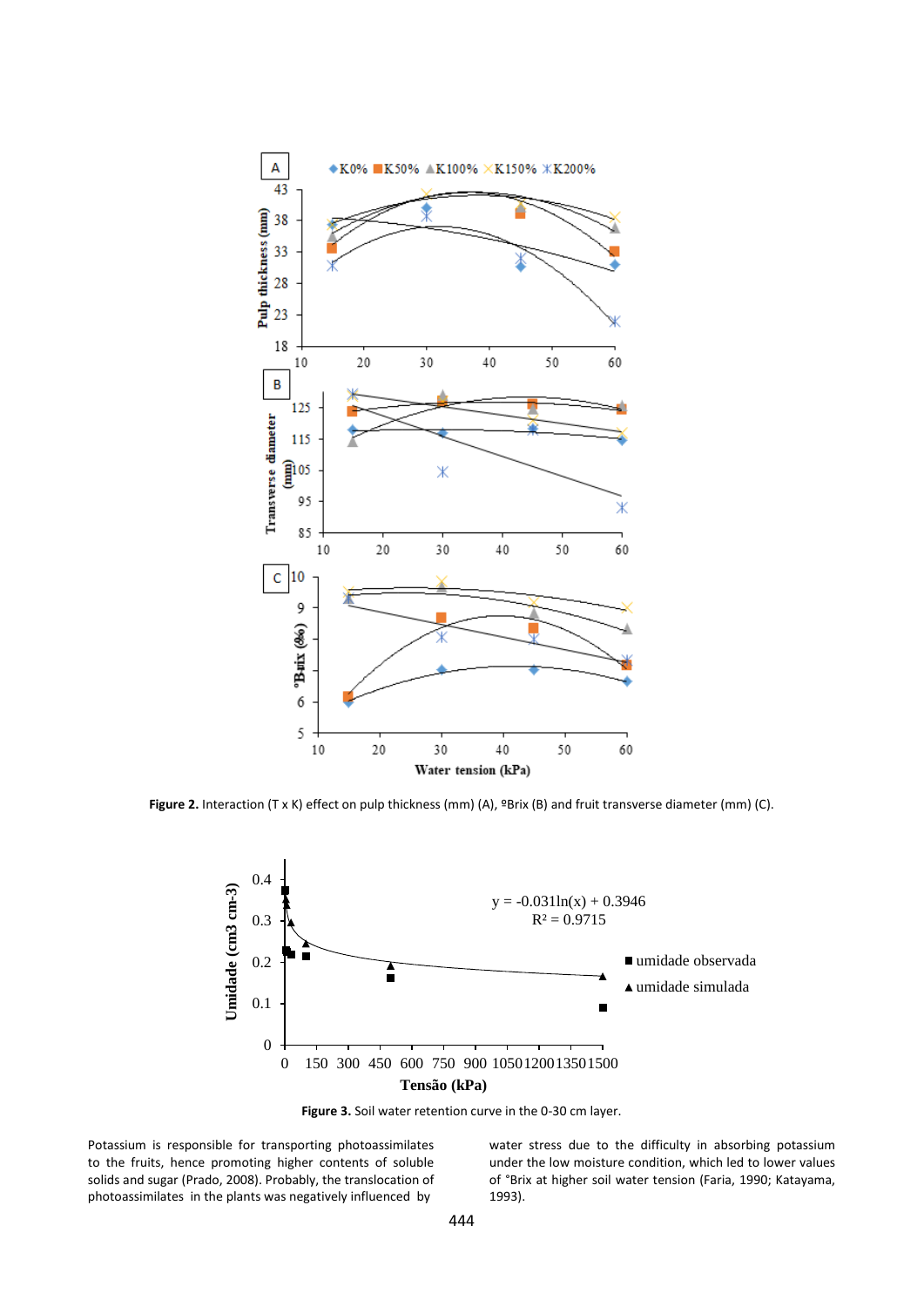**Figure 2.** Interaction (T x K) effect on pulp thickness (mm) (A), ºBrix (B) and fruit transverse diameter (mm) (C).

**Figure 3.** Soil water retention curve in the 0-30 cm layer.

Potassium is responsible for transporting photoassimilates to the fruits, hence promoting higher contents of soluble solids and sugar (Prado, 2008). Probably, the translocation of photoassimilates in the plants was negatively influenced by water stress due to the difficulty in absorbing potassium under the low moisture condition, which led to lower values of °Brix at higher soil water tension (Faria, 1990; Katayama, 1993).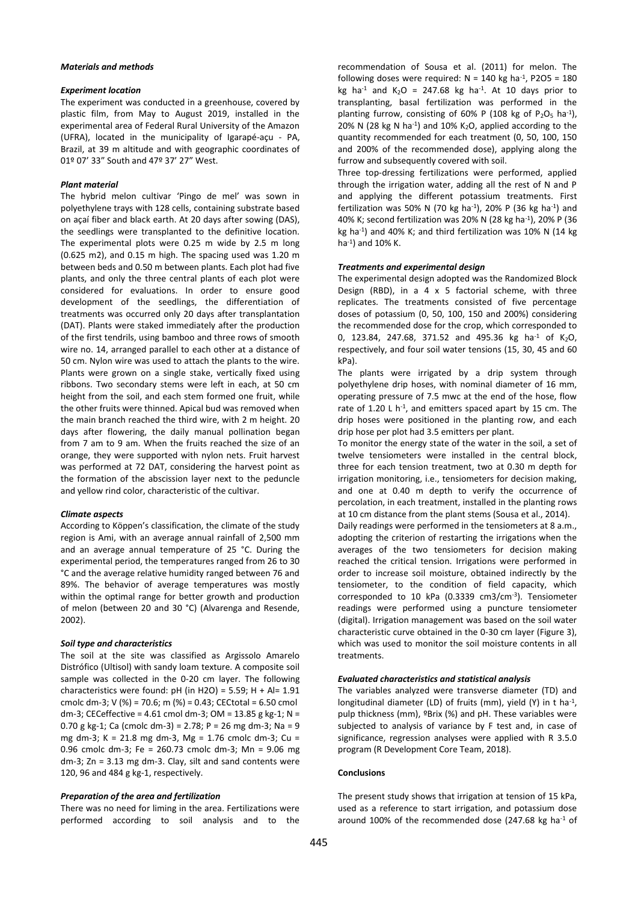### *Materials and methods*

#### *Experiment location*

The experiment was conducted in a greenhouse, covered by plastic film, from May to August 2019, installed in the experimental area of Federal Rural University of the Amazon (UFRA), located in the municipality of Igarapé-açu - PA, Brazil, at 39 m altitude and with geographic coordinates of 01º 07' 33" South and 47º 37' 27" West.

#### *Plant material*

The hybrid melon cultivar 'Pingo de mel' was sown in polyethylene trays with 128 cells, containing substrate based on açaí fiber and black earth. At 20 days after sowing (DAS), the seedlings were transplanted to the definitive location. The experimental plots were 0.25 m wide by 2.5 m long (0.625 m2), and 0.15 m high. The spacing used was 1.20 m between beds and 0.50 m between plants. Each plot had five plants, and only the three central plants of each plot were considered for evaluations. In order to ensure good development of the seedlings, the differentiation of treatments was occurred only 20 days after transplantation (DAT). Plants were staked immediately after the production of the first tendrils, using bamboo and three rows of smooth wire no. 14, arranged parallel to each other at a distance of 50 cm. Nylon wire was used to attach the plants to the wire. Plants were grown on a single stake, vertically fixed using ribbons. Two secondary stems were left in each, at 50 cm height from the soil, and each stem formed one fruit, while the other fruits were thinned. Apical bud was removed when the main branch reached the third wire, with 2 m height. 20 days after flowering, the daily manual pollination began from 7 am to 9 am. When the fruits reached the size of an orange, they were supported with nylon nets. Fruit harvest was performed at 72 DAT, considering the harvest point as the formation of the abscission layer next to the peduncle and yellow rind color, characteristic of the cultivar.

#### *Climate aspects*

According to Köppen's classification, the climate of the study region is Ami, with an average annual rainfall of 2,500 mm and an average annual temperature of 25 °C. During the experimental period, the temperatures ranged from 26 to 30 °C and the average relative humidity ranged between 76 and 89%. The behavior of average temperatures was mostly within the optimal range for better growth and production of melon (between 20 and 30 °C) (Alvarenga and Resende, 2002).

#### *Soil type and characteristics*

The soil at the site was classified as Argissolo Amarelo Distrófico (Ultisol) with sandy loam texture. A composite soil sample was collected in the 0-20 cm layer. The following characteristics were found: pH (in H2O) = 5.59; H + Al= 1.91 cmolc dm-3; V (%) = 70.6; m (%) = 0.43; CECtotal = 6.50 cmol dm-3; CECeffective = 4.61 cmol dm-3; OM = 13.85 g kg-1; N = 0.70 g kg-1; Ca (cmolc dm-3) = 2.78; P = 26 mg dm-3; Na = 9 mg dm-3; K = 21.8 mg dm-3, Mg = 1.76 cmolc dm-3; Cu = 0.96 cmolc dm-3; Fe = 260.73 cmolc dm-3; Mn = 9.06 mg dm-3; Zn = 3.13 mg dm-3. Clay, silt and sand contents were 120, 96 and 484 g kg-1, respectively.

#### *Preparation of the area and fertilization*

There was no need for liming in the area. Fertilizations were performed according to soil analysis and to the recommendation of Sousa et al. (2011) for melon. The following doses were required: N = 140 kg ha$^{-1}$, P2O5 = 180 kg ha$^{-1}$ and $K_2O$ = 247.68 kg ha$^{-1}$. At 10 days prior to transplanting, basal fertilization was performed in the planting furrow, consisting of 60% P (108 kg of $P_2O_5$ ha$^{-1}$), 20% N (28 kg N ha$^{-1}$) and 10% $K_2O$, applied according to the quantity recommended for each treatment (0, 50, 100, 150 and 200% of the recommended dose), applying along the furrow and subsequently covered with soil.

Three top-dressing fertilizations were performed, applied through the irrigation water, adding all the rest of N and P and applying the different potassium treatments. First fertilization was 50% N (70 kg ha$^{-1}$), 20% P (36 kg ha$^{-1}$) and 40% K; second fertilization was 20% N (28 kg ha$^{-1}$), 20% P (36 kg ha$^{-1}$) and 40% K; and third fertilization was 10% N (14 kg ha$^{-1}$) and 10% K.

#### *Treatments and experimental design*

The experimental design adopted was the Randomized Block Design (RBD), in a 4 x 5 factorial scheme, with three replicates. The treatments consisted of five percentage doses of potassium (0, 50, 100, 150 and 200%) considering the recommended dose for the crop, which corresponded to 0, 123.84, 247.68, 371.52 and 495.36 kg ha$^{-1}$ of $K_2O$, respectively, and four soil water tensions (15, 30, 45 and 60 kPa).

The plants were irrigated by a drip system through polyethylene drip hoses, with nominal diameter of 16 mm, operating pressure of 7.5 mwc at the end of the hose, flow rate of 1.20 L h$^{-1}$, and emitters spaced apart by 15 cm. The drip hoses were positioned in the planting row, and each drip hose per plot had 3.5 emitters per plant.

To monitor the energy state of the water in the soil, a set of twelve tensiometers were installed in the central block, three for each tension treatment, two at 0.30 m depth for irrigation monitoring, i.e., tensiometers for decision making, and one at 0.40 m depth to verify the occurrence of percolation, in each treatment, installed in the planting rows at 10 cm distance from the plant stems (Sousa et al., 2014).

Daily readings were performed in the tensiometers at 8 a.m., adopting the criterion of restarting the irrigations when the averages of the two tensiometers for decision making reached the critical tension. Irrigations were performed in order to increase soil moisture, obtained indirectly by the tensiometer, to the condition of field capacity, which corresponded to 10 kPa (0.3339 cm3/cm$^{-3}$). Tensiometer readings were performed using a puncture tensiometer (digital). Irrigation management was based on the soil water characteristic curve obtained in the 0-30 cm layer (Figure 3), which was used to monitor the soil moisture contents in all treatments.

#### *Evaluated characteristics and statistical analysis*

The variables analyzed were transverse diameter (TD) and longitudinal diameter (LD) of fruits (mm), yield (Y) in t ha$^{-1}$, pulp thickness (mm), ºBrix (%) and pH. These variables were subjected to analysis of variance by F test and, in case of significance, regression analyses were applied with R 3.5.0 program (R Development Core Team, 2018).

### **Conclusions**

The present study shows that irrigation at tension of 15 kPa, used as a reference to start irrigation, and potassium dose around 100% of the recommended dose (247.68 kg ha$^{-1}$ of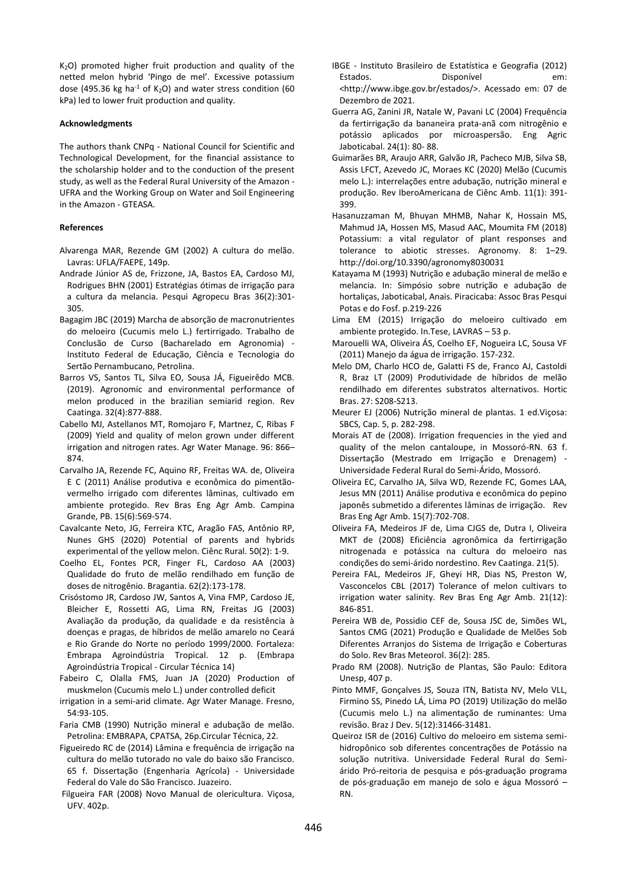$K_2O$) promoted higher fruit production and quality of the netted melon hybrid 'Pingo de mel'. Excessive potassium dose (495.36 kg $ha^{-1}$ of $K_2O$) and water stress condition (60 kPa) led to lower fruit production and quality.

#### Acknowledgments

The authors thank CNPq - National Council for Scientific and Technological Development, for the financial assistance to the scholarship holder and to the conduction of the present study, as well as the Federal Rural University of the Amazon - UFRA and the Working Group on Water and Soil Engineering in the Amazon - GTEASA.

#### References

Alvarenga MAR, Rezende GM (2002) A cultura do melão. Lavras: UFLA/FAEPE, 149p.

Andrade Júnior AS de, Frizzone, JA, Bastos EA, Cardoso MJ, Rodrigues BHN (2001) Estratégias ótimas de irrigação para a cultura da melancia. Pesqui Agropecu Bras 36(2):301-305.

Bagagim JBC (2019) Marcha de absorção de macronutrientes do meloeiro (Cucumis melo L.) fertirrigado. Trabalho de Conclusão de Curso (Bacharelado em Agronomia) - Instituto Federal de Educação, Ciência e Tecnologia do Sertão Pernambucano, Petrolina.

Barros VS, Santos TL, Silva EO, Sousa JÁ, Figueirêdo MCB. (2019). Agronomic and environmental performance of melon produced in the brazilian semiarid region. Rev Caatinga. 32(4):877-888.

Cabello MJ, Astellanos MT, Romojaro F, Martnez, C, Ribas F (2009) Yield and quality of melon grown under different irrigation and nitrogen rates. Agr Water Manage. 96: 866–874.

Carvalho JA, Rezende FC, Aquino RF, Freitas WA. de, Oliveira E C (2011) Análise produtiva e econômica do pimentão-vermelho irrigado com diferentes lâminas, cultivado em ambiente protegido. Rev Bras Eng Agr Amb. Campina Grande, PB. 15(6):569-574.

Cavalcante Neto, JG, Ferreira KTC, Aragão FAS, Antônio RP, Nunes GHS (2020) Potential of parents and hybrids experimental of the yellow melon. Ciênc Rural. 50(2): 1-9.

Coelho EL, Fontes PCR, Finger FL, Cardoso AA (2003) Qualidade do fruto de melão rendilhado em função de doses de nitrogênio. Bragantia. 62(2):173-178.

Crisóstomo JR, Cardoso JW, Santos A, Vina FMP, Cardoso JE, Bleicher E, Rossetti AG, Lima RN, Freitas JG (2003) Avaliação da produção, da qualidade e da resistência à doenças e pragas, de híbridos de melão amarelo no Ceará e Rio Grande do Norte no período 1999/2000. Fortaleza: Embrapa Agroindústria Tropical. 12 p. (Embrapa Agroindústria Tropical - Circular Técnica 14)

Fabeiro C, Olalla FMS, Juan JA (2020) Production of muskmelon (Cucumis melo L.) under controlled deficit irrigation in a semi-arid climate. Agr Water Manage. Fresno, 54:93-105.

Faria CMB (1990) Nutrição mineral e adubação de melão. Petrolina: EMBRAPA, CPATSA, 26p.Circular Técnica, 22.

Figueiredo RC de (2014) Lâmina e frequência de irrigação na cultura do melão tutorado no vale do baixo são Francisco. 65 f. Dissertação (Engenharia Agrícola) - Universidade Federal do Vale do São Francisco. Juazeiro.

Filgueira FAR (2008) Novo Manual de olericultura. Viçosa, UFV. 402p.

IBGE - Instituto Brasileiro de Estatística e Geografia (2012) Estados. Disponível em: <http://www.ibge.gov.br/estados/>. Acessado em: 07 de Dezembro de 2021.

Guerra AG, Zanini JR, Natale W, Pavani LC (2004) Frequência da fertirrigação da bananeira prata-anã com nitrogênio e potássio aplicados por microaspersão. Eng Agric Jaboticabal. 24(1): 80- 88.

Guimarães BR, Araujo ARR, Galvão JR, Pacheco MJB, Silva SB, Assis LFCT, Azevedo JC, Moraes KC (2020) Melão (Cucumis melo L.): interrelações entre adubação, nutrição mineral e produção. Rev IberoAmericana de Ciênc Amb. 11(1): 391-399.

Hasanuzzaman M, Bhuyan MHMB, Nahar K, Hossain MS, Mahmud JA, Hossen MS, Masud AAC, Moumita FM (2018) Potassium: a vital regulator of plant responses and tolerance to abiotic stresses. Agronomy. 8: 1–29. http://doi.org/10.3390/agronomy8030031

Katayama M (1993) Nutrição e adubação mineral de melão e melancia. In: Simpósio sobre nutrição e adubação de hortaliças, Jaboticabal, Anais. Piracicaba: Assoc Bras Pesqui Potas e do Fosf. p.219-226

Lima EM (2015) Irrigação do meloeiro cultivado em ambiente protegido. In.Tese, LAVRAS – 53 p.

Marouelli WA, Oliveira ÁS, Coelho EF, Nogueira LC, Sousa VF (2011) Manejo da água de irrigação. 157-232.

Melo DM, Charlo HCO de, Galatti FS de, Franco AJ, Castoldi R, Braz LT (2009) Produtividade de híbridos de melão rendilhado em diferentes substratos alternativos. Hortic Bras. 27: S208-S213.

Meurer EJ (2006) Nutrição mineral de plantas. 1 ed.Viçosa: SBCS, Cap. 5, p. 282-298.

Morais AT de (2008). Irrigation frequencies in the yied and quality of the melon cantaloupe, in Mossoró-RN. 63 f. Dissertação (Mestrado em Irrigação e Drenagem) - Universidade Federal Rural do Semi-Árido, Mossoró.

Oliveira EC, Carvalho JA, Silva WD, Rezende FC, Gomes LAA, Jesus MN (2011) Análise produtiva e econômica do pepino japonês submetido a diferentes lâminas de irrigação. Rev Bras Eng Agr Amb. 15(7):702-708.

Oliveira FA, Medeiros JF de, Lima CJGS de, Dutra I, Oliveira MKT de (2008) Eficiência agronômica da fertirrigação nitrogenada e potássica na cultura do meloeiro nas condições do semi-árido nordestino. Rev Caatinga. 21(5).

Pereira FAL, Medeiros JF, Gheyi HR, Dias NS, Preston W, Vasconcelos CBL (2017) Tolerance of melon cultivars to irrigation water salinity. Rev Bras Eng Agr Amb. 21(12): 846-851.

Pereira WB de, Possidio CEF de, Sousa JSC de, Simões WL, Santos CMG (2021) Produção e Qualidade de Melões Sob Diferentes Arranjos do Sistema de Irrigação e Coberturas do Solo. Rev Bras Meteorol. 36(2): 285.

Prado RM (2008). Nutrição de Plantas, São Paulo: Editora Unesp, 407 p.

Pinto MMF, Gonçalves JS, Souza ITN, Batista NV, Melo VLL, Firmino SS, Pinedo LÁ, Lima PO (2019) Utilização do melão (Cucumis melo L.) na alimentação de ruminantes: Uma revisão. Braz J Dev. 5(12):31466-31481.

Queiroz ISR de (2016) Cultivo do meloeiro em sistema semi-hidropônico sob diferentes concentrações de Potássio na solução nutritiva. Universidade Federal Rural do Semi-árido Pró-reitoria de pesquisa e pós-graduação programa de pós-graduação em manejo de solo e água Mossoró – RN.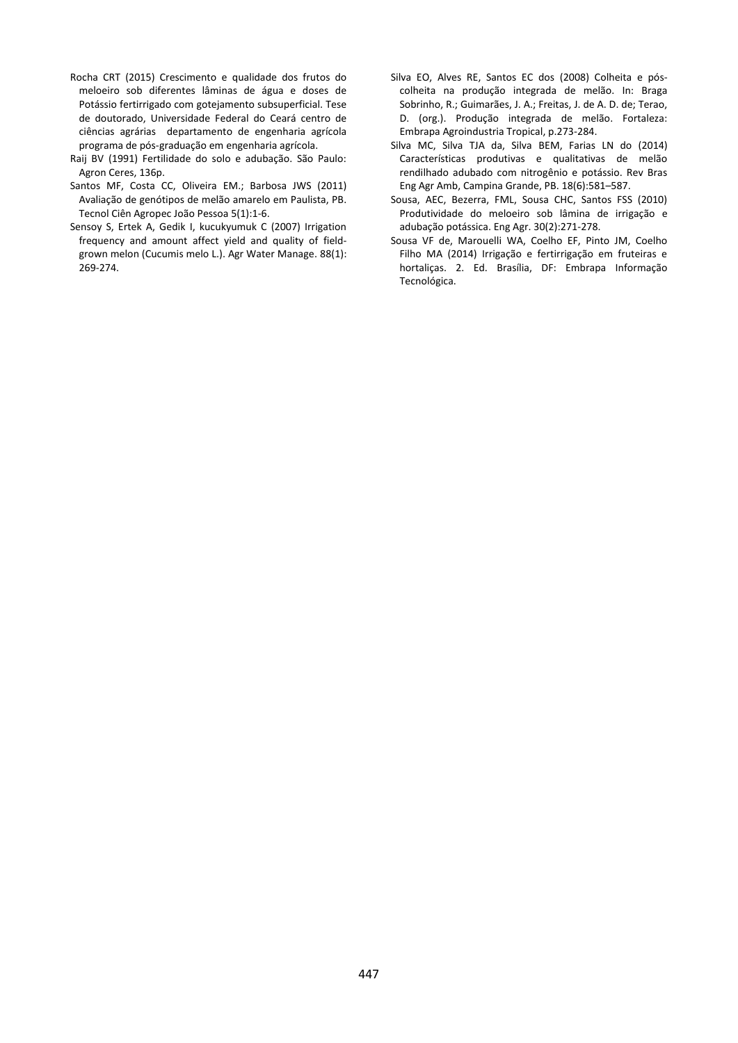Rocha CRT (2015) Crescimento e qualidade dos frutos do meloeiro sob diferentes lâminas de água e doses de Potássio fertirrigado com gotejamento subsuperficial. Tese de doutorado, Universidade Federal do Ceará centro de ciências agrárias departamento de engenharia agrícola programa de pós-graduação em engenharia agrícola.

Raij BV (1991) Fertilidade do solo e adubação. São Paulo: Agron Ceres, 136p.

Santos MF, Costa CC, Oliveira EM.; Barbosa JWS (2011) Avaliação de genótipos de melão amarelo em Paulista, PB. Tecnol Ciên Agropec João Pessoa 5(1):1-6.

Sensoy S, Ertek A, Gedik I, kucukyumuk C (2007) Irrigation frequency and amount affect yield and quality of field-grown melon (Cucumis melo L.). Agr Water Manage. 88(1): 269-274.

Silva EO, Alves RE, Santos EC dos (2008) Colheita e pós-colheita na produção integrada de melão. In: Braga Sobrinho, R.; Guimarães, J. A.; Freitas, J. de A. D. de; Terao, D. (org.). Produção integrada de melão. Fortaleza: Embrapa Agroindustria Tropical, p.273-284.

Silva MC, Silva TJA da, Silva BEM, Farias LN do (2014) Características produtivas e qualitativas de melão rendilhado adubado com nitrogênio e potássio. Rev Bras Eng Agr Amb, Campina Grande, PB. 18(6):581–587.

Sousa, AEC, Bezerra, FML, Sousa CHC, Santos FSS (2010) Produtividade do meloeiro sob lâmina de irrigação e adubação potássica. Eng Agr. 30(2):271-278.

Sousa VF de, Marouelli WA, Coelho EF, Pinto JM, Coelho Filho MA (2014) Irrigação e fertirrigação em fruteiras e hortaliças. 2. Ed. Brasília, DF: Embrapa Informação Tecnológica.